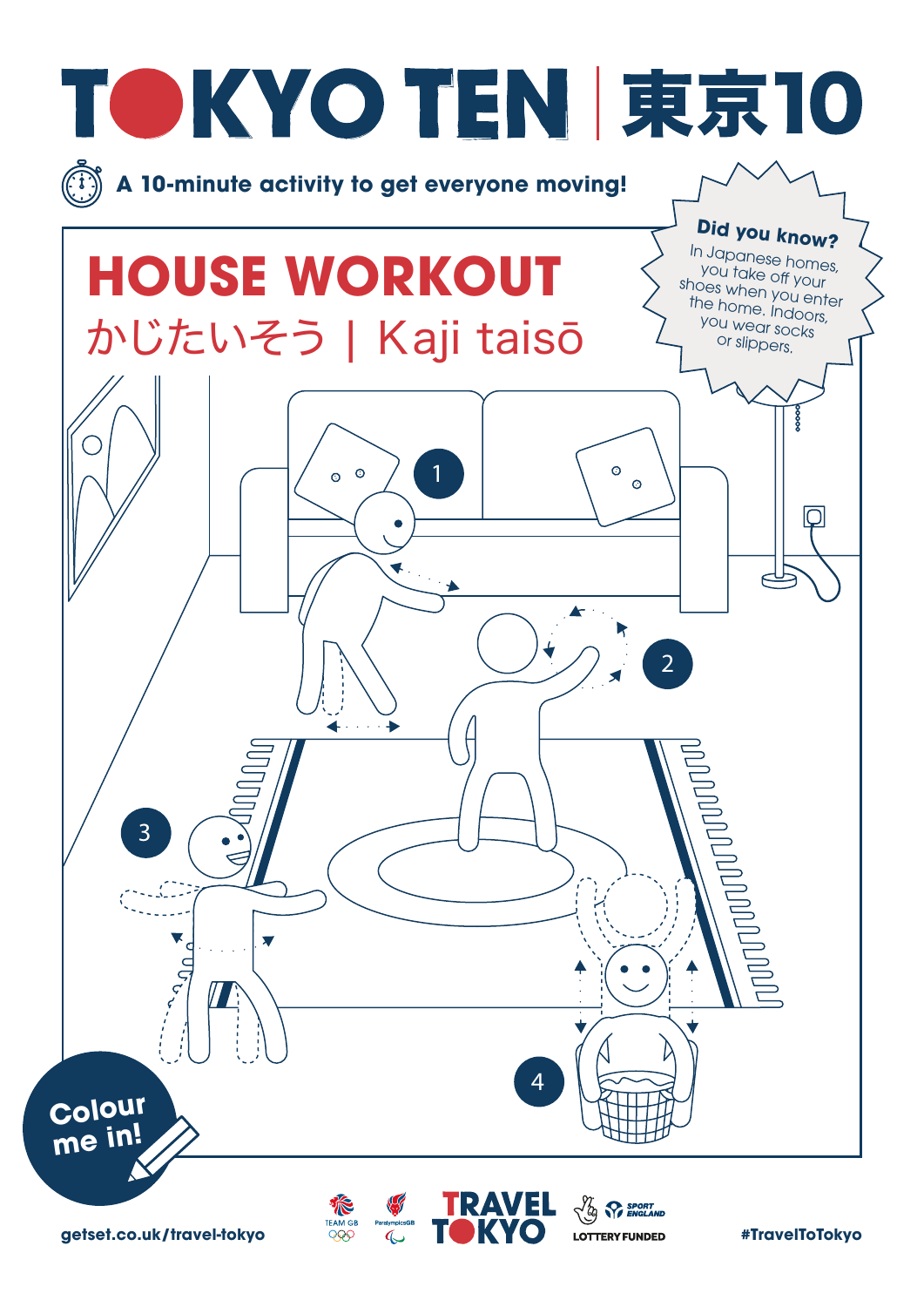# TOKYO TEN | 東京10

A 10-minute activity to get everyone moving!

**Did you know?**
In Japanese homes, you take off your shoes when you enter the home. Indoors, you wear socks or slippers.

## HOUSE WORKOUT

かじたいそう | Kaji taisō

1

2

3

4

Colour me in!

getset.co.uk/travel-tokyo

TEAM GB · ParalympicsGB · TRAVEL TOKYO · LOTTERY FUNDED · SPORT ENGLAND

#TravelToTokyo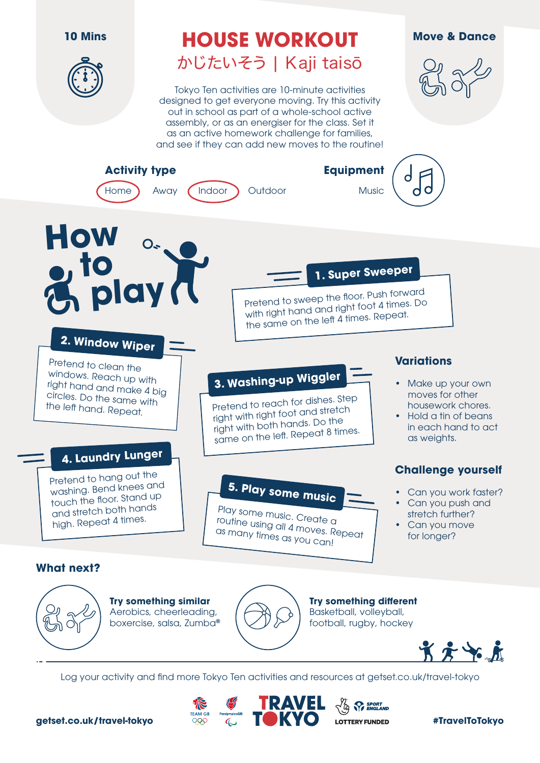**10 Mins**

# HOUSE WORKOUT

## かじたいそう | Kaji taisō

**Move & Dance**

Tokyo Ten activities are 10-minute activities designed to get everyone moving. Try this activity out in school as part of a whole-school active assembly, or as an energiser for the class. Set it as an active homework challenge for families, and see if they can add new moves to the routine!

**Activity type**

Home | Away | Indoor | Outdoor

**Equipment**

Music

# How to play

### 1. Super Sweeper

Pretend to sweep the floor. Push forward with right hand and right foot 4 times. Do the same on the left 4 times. Repeat.

### 2. Window Wiper

Pretend to clean the windows. Reach up with right hand and make 4 big circles. Do the same with the left hand. Repeat.

### 3. Washing-up Wiggler

Pretend to reach for dishes. Step right with right foot and stretch right with both hands. Do the same on the left. Repeat 8 times.

### 4. Laundry Lunger

Pretend to hang out the washing. Bend knees and touch the floor. Stand up and stretch both hands high. Repeat 4 times.

### 5. Play some music

Play some music. Create a routine using all 4 moves. Repeat as many times as you can!

## Variations

- Make up your own moves for other housework chores.
- Hold a tin of beans in each hand to act as weights.

## Challenge yourself

- Can you work faster?
- Can you push and stretch further?
- Can you move for longer?

## What next?

**Try something similar**
Aerobics, cheerleading, boxercise, salsa, Zumba®

**Try something different**
Basketball, volleyball, football, rugby, hockey

Log your activity and find more Tokyo Ten activities and resources at getset.co.uk/travel-tokyo

**getset.co.uk/travel-tokyo**

TEAM GB | ParalympicsGB | TRAVEL TOKYO | SPORT ENGLAND | LOTTERY FUNDED

**#TravelToTokyo**